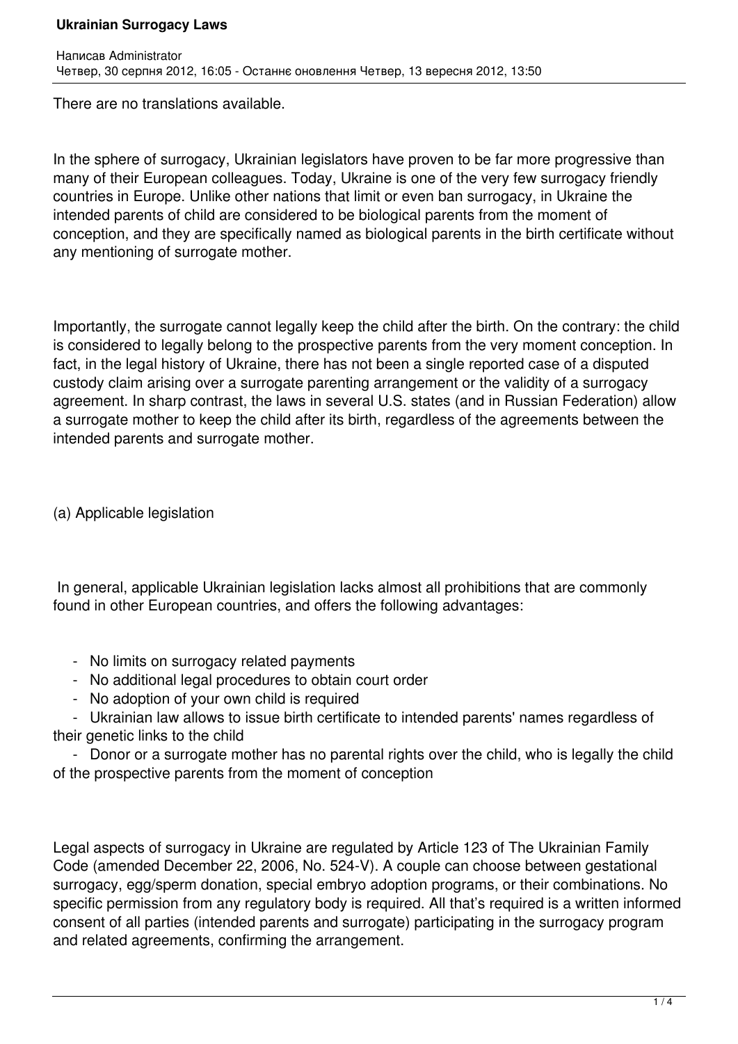# Ukrainian Surrogacy Laws

Написав Administrator
Четвер, 30 серпня 2012, 16:05 - Останнє оновлення Четвер, 13 вересня 2012, 13:50

There are no translations available.

In the sphere of surrogacy, Ukrainian legislators have proven to be far more progressive than many of their European colleagues. Today, Ukraine is one of the very few surrogacy friendly countries in Europe. Unlike other nations that limit or even ban surrogacy, in Ukraine the intended parents of child are considered to be biological parents from the moment of conception, and they are specifically named as biological parents in the birth certificate without any mentioning of surrogate mother.

Importantly, the surrogate cannot legally keep the child after the birth. On the contrary: the child is considered to legally belong to the prospective parents from the very moment conception. In fact, in the legal history of Ukraine, there has not been a single reported case of a disputed custody claim arising over a surrogate parenting arrangement or the validity of a surrogacy agreement. In sharp contrast, the laws in several U.S. states (and in Russian Federation) allow a surrogate mother to keep the child after its birth, regardless of the agreements between the intended parents and surrogate mother.

(a) Applicable legislation

In general, applicable Ukrainian legislation lacks almost all prohibitions that are commonly found in other European countries, and offers the following advantages:

- No limits on surrogacy related payments
- No additional legal procedures to obtain court order
- No adoption of your own child is required
- Ukrainian law allows to issue birth certificate to intended parents' names regardless of their genetic links to the child
- Donor or a surrogate mother has no parental rights over the child, who is legally the child of the prospective parents from the moment of conception

Legal aspects of surrogacy in Ukraine are regulated by Article 123 of The Ukrainian Family Code (amended December 22, 2006, No. 524-V). A couple can choose between gestational surrogacy, egg/sperm donation, special embryo adoption programs, or their combinations. No specific permission from any regulatory body is required. All that's required is a written informed consent of all parties (intended parents and surrogate) participating in the surrogacy program and related agreements, confirming the arrangement.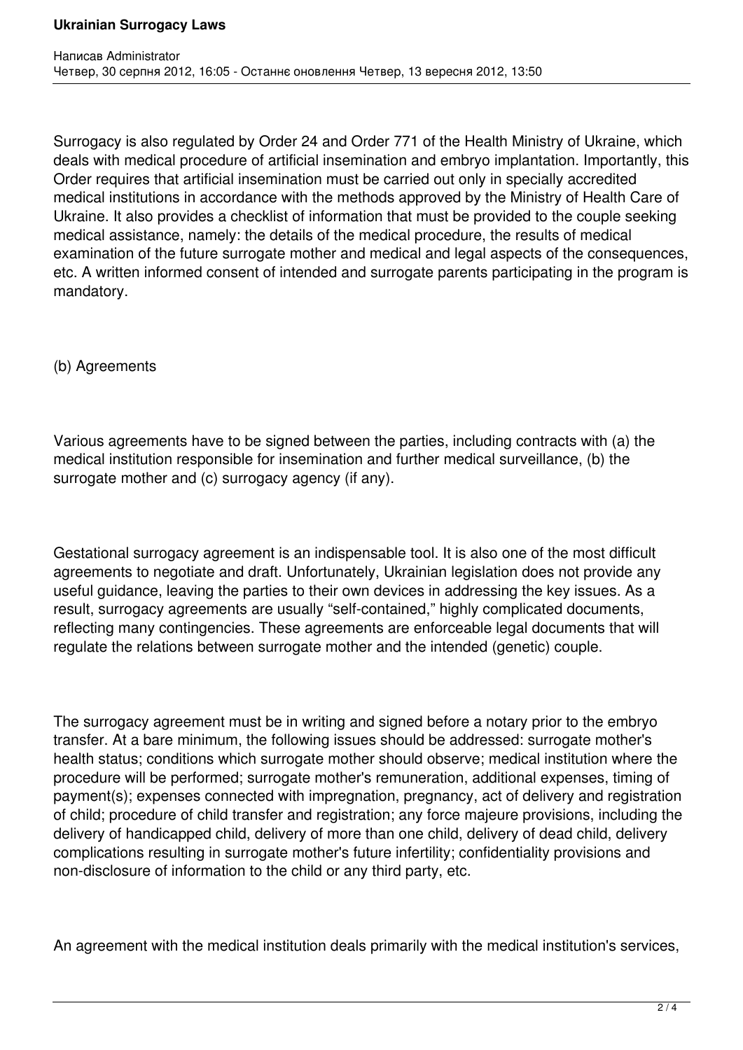Surrogacy is also regulated by Order 24 and Order 771 of the Health Ministry of Ukraine, which deals with medical procedure of artificial insemination and embryo implantation. Importantly, this Order requires that artificial insemination must be carried out only in specially accredited medical institutions in accordance with the methods approved by the Ministry of Health Care of Ukraine. It also provides a checklist of information that must be provided to the couple seeking medical assistance, namely: the details of the medical procedure, the results of medical examination of the future surrogate mother and medical and legal aspects of the consequences, etc. A written informed consent of intended and surrogate parents participating in the program is mandatory.

(b) Agreements

Various agreements have to be signed between the parties, including contracts with (a) the medical institution responsible for insemination and further medical surveillance, (b) the surrogate mother and (c) surrogacy agency (if any).

Gestational surrogacy agreement is an indispensable tool. It is also one of the most difficult agreements to negotiate and draft. Unfortunately, Ukrainian legislation does not provide any useful guidance, leaving the parties to their own devices in addressing the key issues. As a result, surrogacy agreements are usually "self-contained," highly complicated documents, reflecting many contingencies. These agreements are enforceable legal documents that will regulate the relations between surrogate mother and the intended (genetic) couple.

The surrogacy agreement must be in writing and signed before a notary prior to the embryo transfer. At a bare minimum, the following issues should be addressed: surrogate mother's health status; conditions which surrogate mother should observe; medical institution where the procedure will be performed; surrogate mother's remuneration, additional expenses, timing of payment(s); expenses connected with impregnation, pregnancy, act of delivery and registration of child; procedure of child transfer and registration; any force majeure provisions, including the delivery of handicapped child, delivery of more than one child, delivery of dead child, delivery complications resulting in surrogate mother's future infertility; confidentiality provisions and non-disclosure of information to the child or any third party, etc.

An agreement with the medical institution deals primarily with the medical institution's services,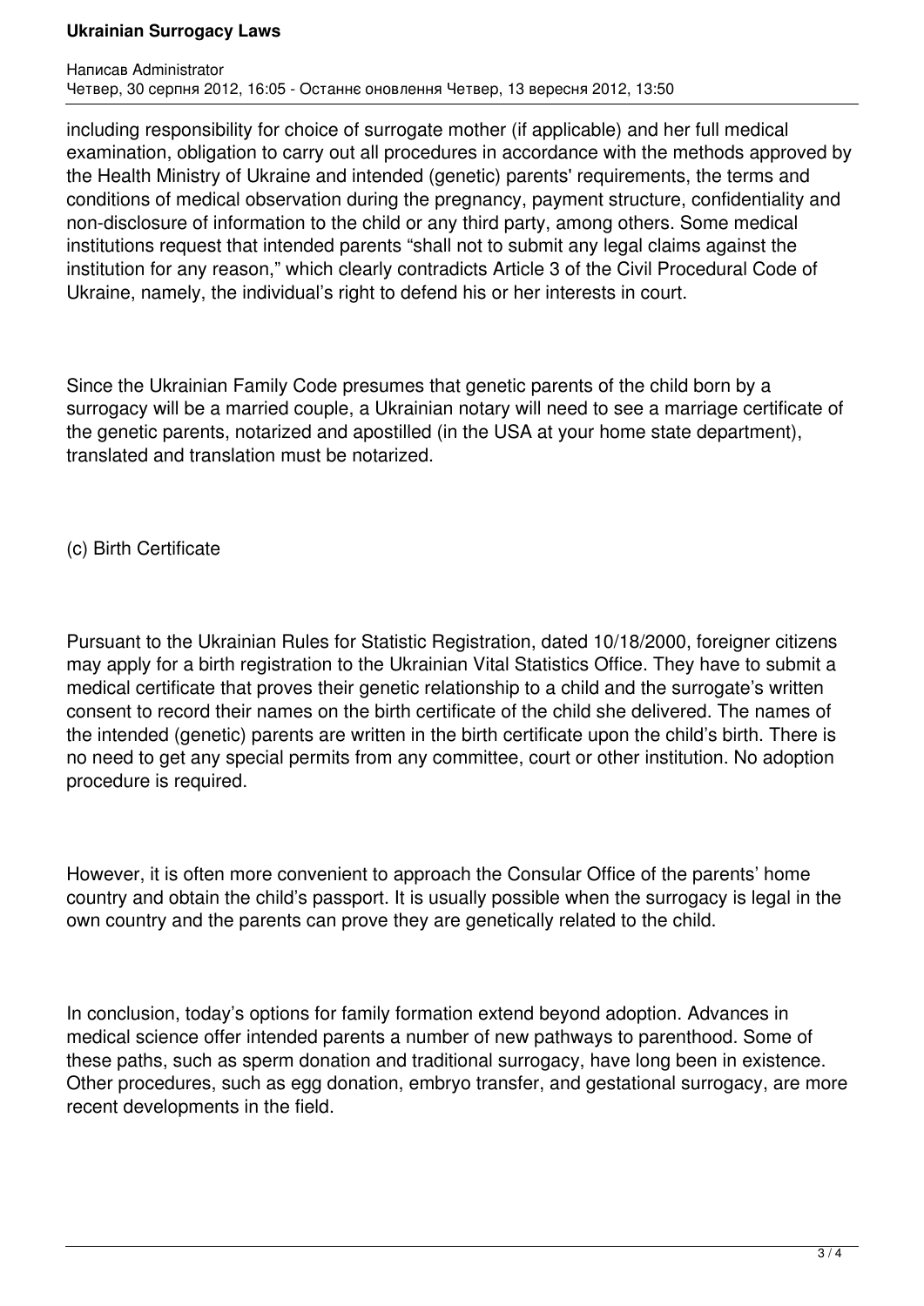including responsibility for choice of surrogate mother (if applicable) and her full medical examination, obligation to carry out all procedures in accordance with the methods approved by the Health Ministry of Ukraine and intended (genetic) parents' requirements, the terms and conditions of medical observation during the pregnancy, payment structure, confidentiality and non-disclosure of information to the child or any third party, among others. Some medical institutions request that intended parents “shall not to submit any legal claims against the institution for any reason,” which clearly contradicts Article 3 of the Civil Procedural Code of Ukraine, namely, the individual’s right to defend his or her interests in court.

Since the Ukrainian Family Code presumes that genetic parents of the child born by a surrogacy will be a married couple, a Ukrainian notary will need to see a marriage certificate of the genetic parents, notarized and apostilled (in the USA at your home state department), translated and translation must be notarized.

(c) Birth Certificate

Pursuant to the Ukrainian Rules for Statistic Registration, dated 10/18/2000, foreigner citizens may apply for a birth registration to the Ukrainian Vital Statistics Office. They have to submit a medical certificate that proves their genetic relationship to a child and the surrogate’s written consent to record their names on the birth certificate of the child she delivered. The names of the intended (genetic) parents are written in the birth certificate upon the child’s birth. There is no need to get any special permits from any committee, court or other institution. No adoption procedure is required.

However, it is often more convenient to approach the Consular Office of the parents’ home country and obtain the child’s passport. It is usually possible when the surrogacy is legal in the own country and the parents can prove they are genetically related to the child.

In conclusion, today’s options for family formation extend beyond adoption. Advances in medical science offer intended parents a number of new pathways to parenthood. Some of these paths, such as sperm donation and traditional surrogacy, have long been in existence. Other procedures, such as egg donation, embryo transfer, and gestational surrogacy, are more recent developments in the field.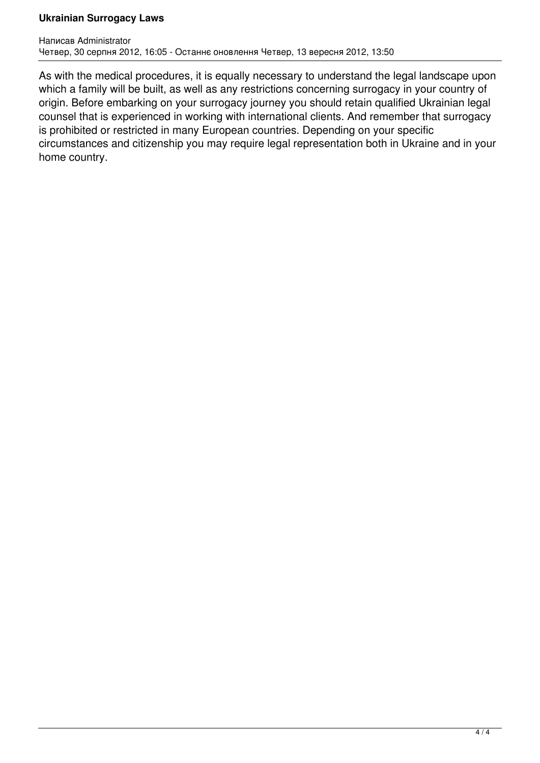As with the medical procedures, it is equally necessary to understand the legal landscape upon which a family will be built, as well as any restrictions concerning surrogacy in your country of origin. Before embarking on your surrogacy journey you should retain qualified Ukrainian legal counsel that is experienced in working with international clients. And remember that surrogacy is prohibited or restricted in many European countries. Depending on your specific circumstances and citizenship you may require legal representation both in Ukraine and in your home country.